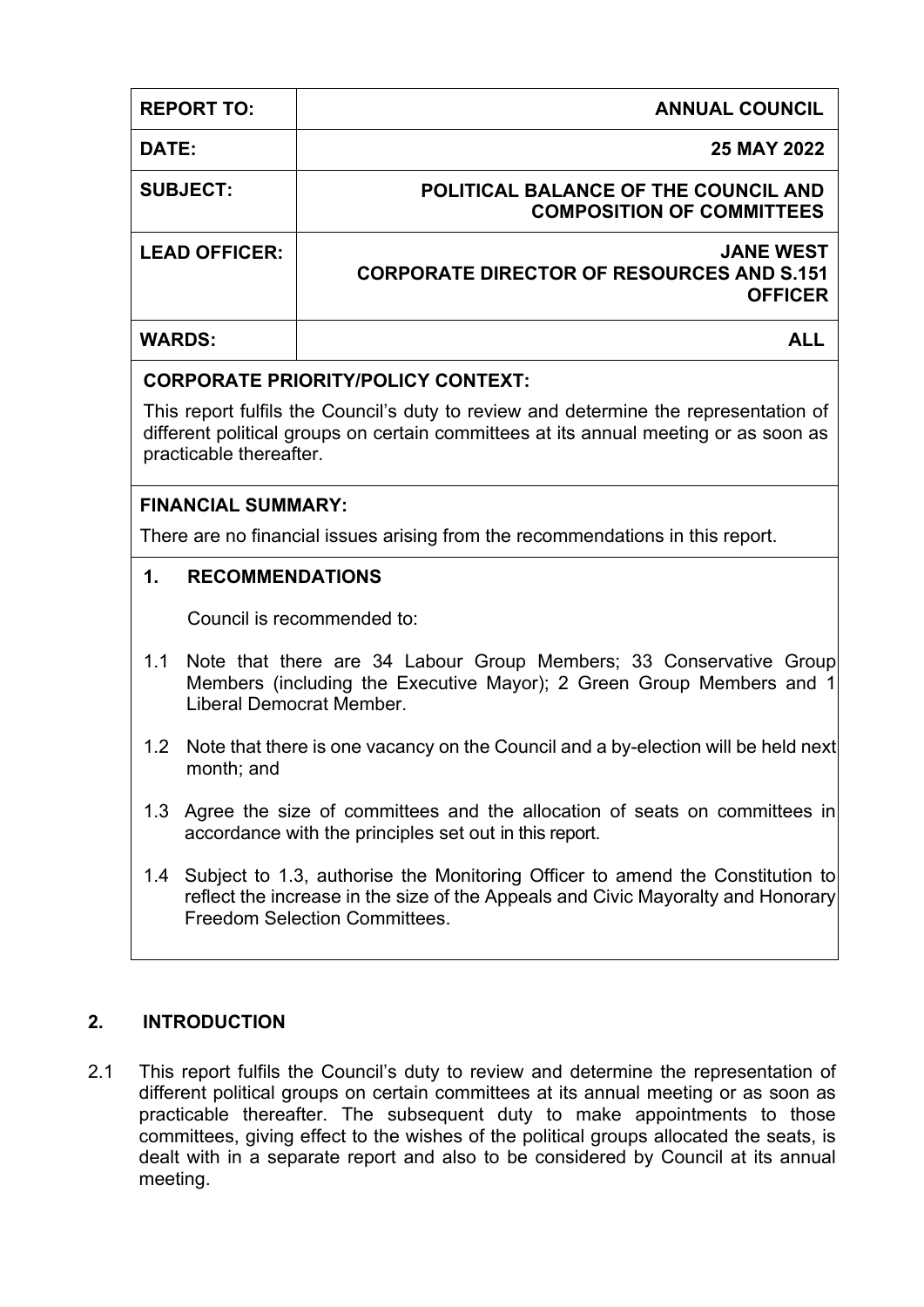| | |
|---|---|
| **REPORT TO:** | **ANNUAL COUNCIL** |
| **DATE:** | **25 MAY 2022** |
| **SUBJECT:** | **POLITICAL BALANCE OF THE COUNCIL AND COMPOSITION OF COMMITTEES** |
| **LEAD OFFICER:** | **JANE WEST CORPORATE DIRECTOR OF RESOURCES AND S.151 OFFICER** |
| **WARDS:** | **ALL** |

**CORPORATE PRIORITY/POLICY CONTEXT:**

This report fulfils the Council's duty to review and determine the representation of different political groups on certain committees at its annual meeting or as soon as practicable thereafter.

**FINANCIAL SUMMARY:**

There are no financial issues arising from the recommendations in this report.

## 1. RECOMMENDATIONS

Council is recommended to:

1.1 Note that there are 34 Labour Group Members; 33 Conservative Group Members (including the Executive Mayor); 2 Green Group Members and 1 Liberal Democrat Member.

1.2 Note that there is one vacancy on the Council and a by-election will be held next month; and

1.3 Agree the size of committees and the allocation of seats on committees in accordance with the principles set out in this report.

1.4 Subject to 1.3, authorise the Monitoring Officer to amend the Constitution to reflect the increase in the size of the Appeals and Civic Mayoralty and Honorary Freedom Selection Committees.

## 2. INTRODUCTION

2.1 This report fulfils the Council's duty to review and determine the representation of different political groups on certain committees at its annual meeting or as soon as practicable thereafter. The subsequent duty to make appointments to those committees, giving effect to the wishes of the political groups allocated the seats, is dealt with in a separate report and also to be considered by Council at its annual meeting.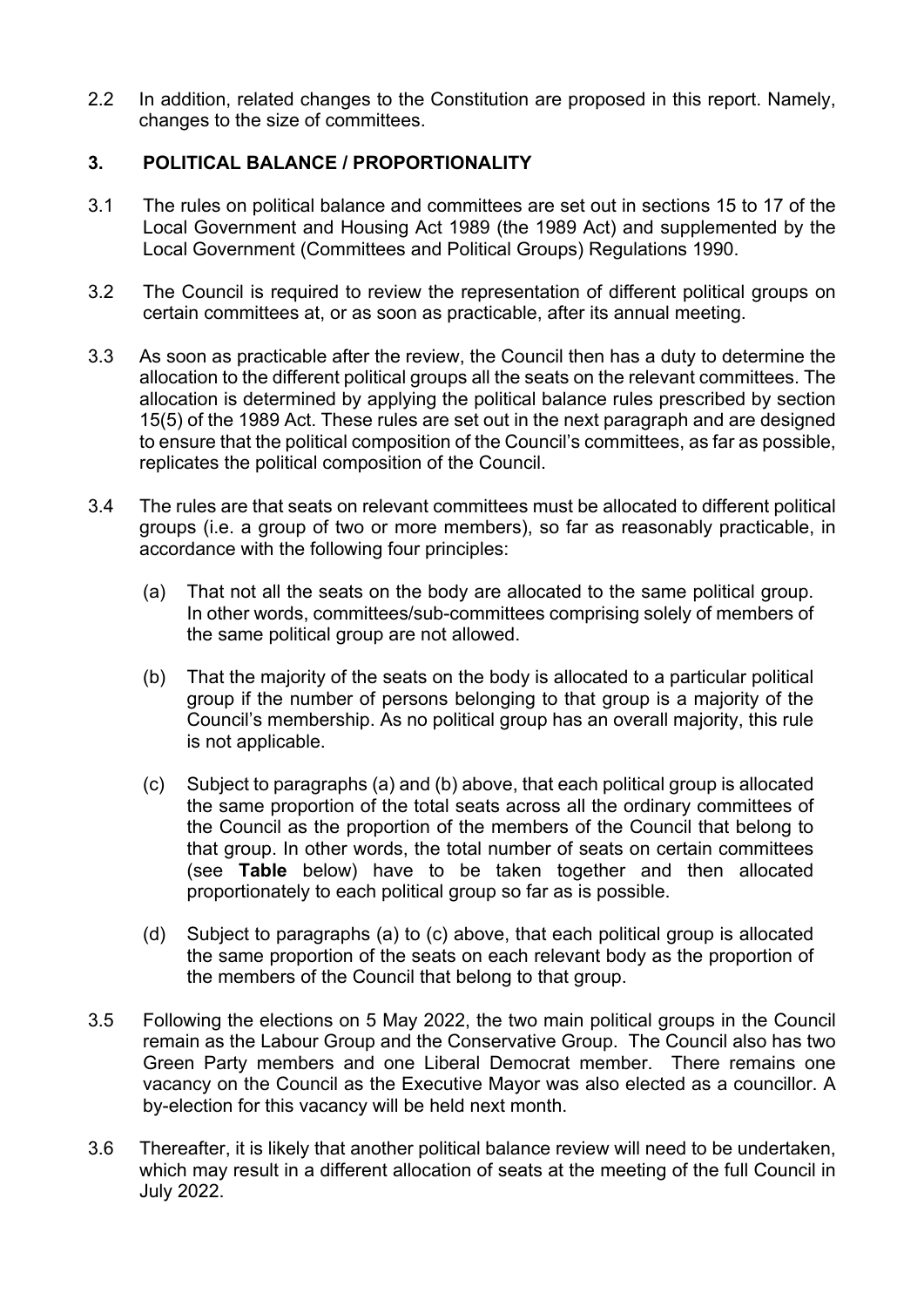2.2 In addition, related changes to the Constitution are proposed in this report. Namely, changes to the size of committees.

## 3. POLITICAL BALANCE / PROPORTIONALITY

3.1 The rules on political balance and committees are set out in sections 15 to 17 of the Local Government and Housing Act 1989 (the 1989 Act) and supplemented by the Local Government (Committees and Political Groups) Regulations 1990.

3.2 The Council is required to review the representation of different political groups on certain committees at, or as soon as practicable, after its annual meeting.

3.3 As soon as practicable after the review, the Council then has a duty to determine the allocation to the different political groups all the seats on the relevant committees. The allocation is determined by applying the political balance rules prescribed by section 15(5) of the 1989 Act. These rules are set out in the next paragraph and are designed to ensure that the political composition of the Council's committees, as far as possible, replicates the political composition of the Council.

3.4 The rules are that seats on relevant committees must be allocated to different political groups (i.e. a group of two or more members), so far as reasonably practicable, in accordance with the following four principles:

(a) That not all the seats on the body are allocated to the same political group. In other words, committees/sub-committees comprising solely of members of the same political group are not allowed.

(b) That the majority of the seats on the body is allocated to a particular political group if the number of persons belonging to that group is a majority of the Council's membership. As no political group has an overall majority, this rule is not applicable.

(c) Subject to paragraphs (a) and (b) above, that each political group is allocated the same proportion of the total seats across all the ordinary committees of the Council as the proportion of the members of the Council that belong to that group. In other words, the total number of seats on certain committees (see **Table** below) have to be taken together and then allocated proportionately to each political group so far as is possible.

(d) Subject to paragraphs (a) to (c) above, that each political group is allocated the same proportion of the seats on each relevant body as the proportion of the members of the Council that belong to that group.

3.5 Following the elections on 5 May 2022, the two main political groups in the Council remain as the Labour Group and the Conservative Group. The Council also has two Green Party members and one Liberal Democrat member. There remains one vacancy on the Council as the Executive Mayor was also elected as a councillor. A by-election for this vacancy will be held next month.

3.6 Thereafter, it is likely that another political balance review will need to be undertaken, which may result in a different allocation of seats at the meeting of the full Council in July 2022.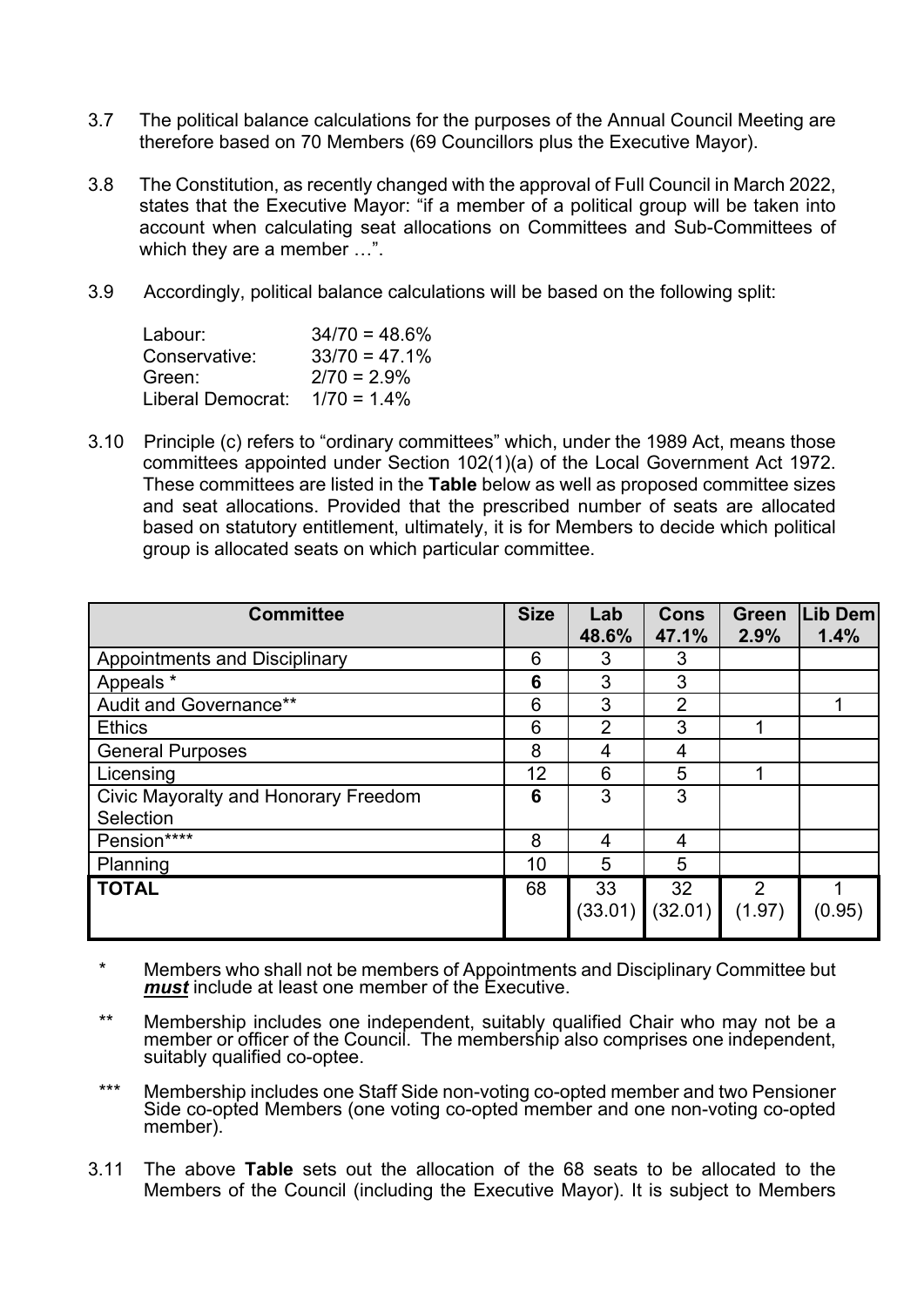3.7 The political balance calculations for the purposes of the Annual Council Meeting are therefore based on 70 Members (69 Councillors plus the Executive Mayor).

3.8 The Constitution, as recently changed with the approval of Full Council in March 2022, states that the Executive Mayor: "if a member of a political group will be taken into account when calculating seat allocations on Committees and Sub-Committees of which they are a member …".

3.9 Accordingly, political balance calculations will be based on the following split:

| | |
|---|---|
| Labour: | 34/70 = 48.6% |
| Conservative: | 33/70 = 47.1% |
| Green: | 2/70 = 2.9% |
| Liberal Democrat: | 1/70 = 1.4% |

3.10 Principle (c) refers to "ordinary committees" which, under the 1989 Act, means those committees appointed under Section 102(1)(a) of the Local Government Act 1972. These committees are listed in the **Table** below as well as proposed committee sizes and seat allocations. Provided that the prescribed number of seats are allocated based on statutory entitlement, ultimately, it is for Members to decide which political group is allocated seats on which particular committee.

| Committee | Size | Lab 48.6% | Cons 47.1% | Green 2.9% | Lib Dem 1.4% |
|---|---|---|---|---|---|
| Appointments and Disciplinary | 6 | 3 | 3 | | |
| Appeals * | **6** | 3 | 3 | | |
| Audit and Governance** | 6 | 3 | 2 | | 1 |
| Ethics | 6 | 2 | 3 | 1 | |
| General Purposes | 8 | 4 | 4 | | |
| Licensing | 12 | 6 | 5 | 1 | |
| Civic Mayoralty and Honorary Freedom Selection | **6** | 3 | 3 | | |
| Pension**** | 8 | 4 | 4 | | |
| Planning | 10 | 5 | 5 | | |
| **TOTAL** | 68 | 33 (33.01) | 32 (32.01) | 2 (1.97) | 1 (0.95) |

\* Members who shall not be members of Appointments and Disciplinary Committee but ***must*** include at least one member of the Executive.

\*\* Membership includes one independent, suitably qualified Chair who may not be a member or officer of the Council. The membership also comprises one independent, suitably qualified co-optee.

\*\*\* Membership includes one Staff Side non-voting co-opted member and two Pensioner Side co-opted Members (one voting co-opted member and one non-voting co-opted member).

3.11 The above **Table** sets out the allocation of the 68 seats to be allocated to the Members of the Council (including the Executive Mayor). It is subject to Members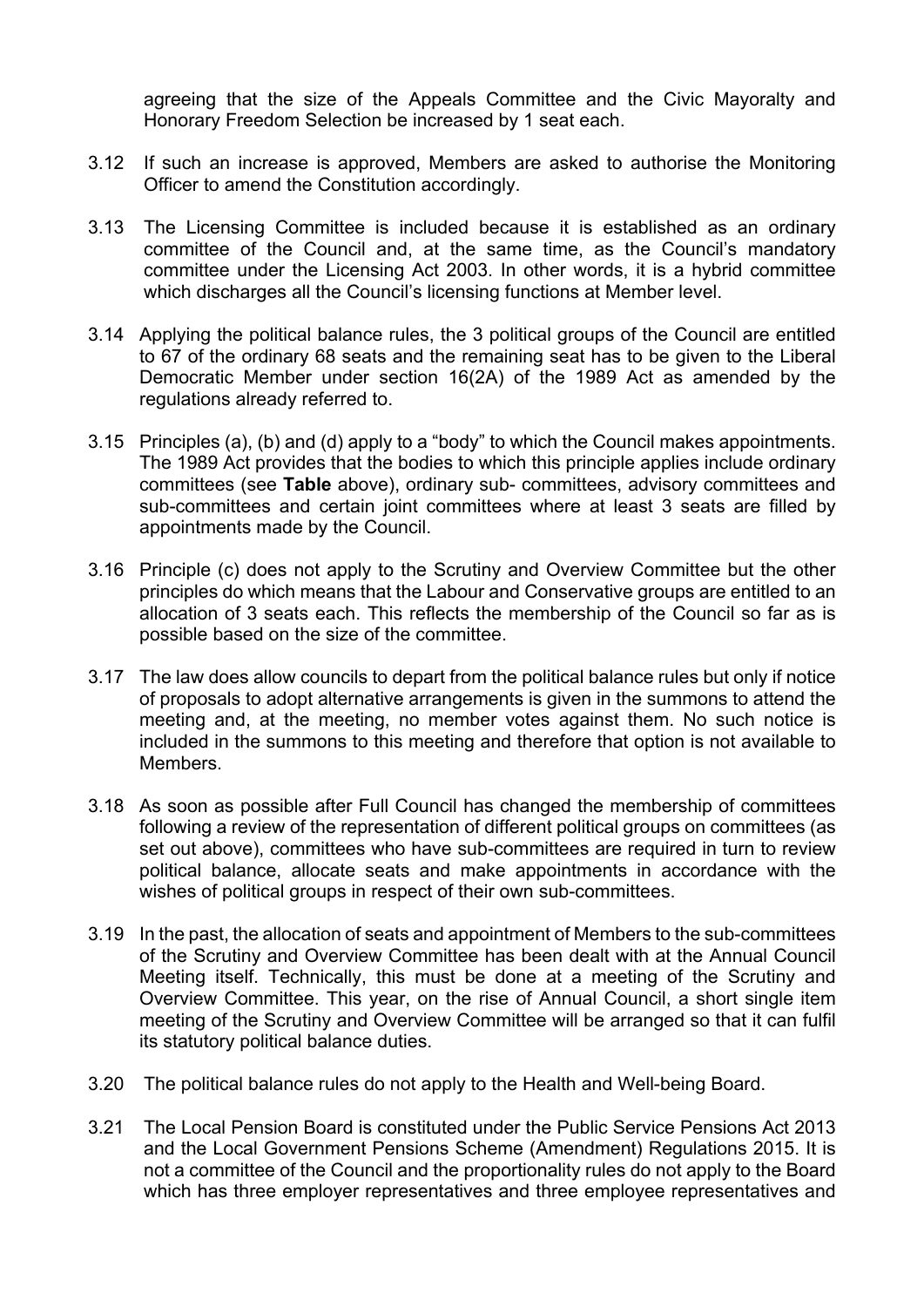agreeing that the size of the Appeals Committee and the Civic Mayoralty and Honorary Freedom Selection be increased by 1 seat each.

3.12 If such an increase is approved, Members are asked to authorise the Monitoring Officer to amend the Constitution accordingly.

3.13 The Licensing Committee is included because it is established as an ordinary committee of the Council and, at the same time, as the Council's mandatory committee under the Licensing Act 2003. In other words, it is a hybrid committee which discharges all the Council's licensing functions at Member level.

3.14 Applying the political balance rules, the 3 political groups of the Council are entitled to 67 of the ordinary 68 seats and the remaining seat has to be given to the Liberal Democratic Member under section 16(2A) of the 1989 Act as amended by the regulations already referred to.

3.15 Principles (a), (b) and (d) apply to a "body" to which the Council makes appointments. The 1989 Act provides that the bodies to which this principle applies include ordinary committees (see **Table** above), ordinary sub- committees, advisory committees and sub-committees and certain joint committees where at least 3 seats are filled by appointments made by the Council.

3.16 Principle (c) does not apply to the Scrutiny and Overview Committee but the other principles do which means that the Labour and Conservative groups are entitled to an allocation of 3 seats each. This reflects the membership of the Council so far as is possible based on the size of the committee.

3.17 The law does allow councils to depart from the political balance rules but only if notice of proposals to adopt alternative arrangements is given in the summons to attend the meeting and, at the meeting, no member votes against them. No such notice is included in the summons to this meeting and therefore that option is not available to Members.

3.18 As soon as possible after Full Council has changed the membership of committees following a review of the representation of different political groups on committees (as set out above), committees who have sub-committees are required in turn to review political balance, allocate seats and make appointments in accordance with the wishes of political groups in respect of their own sub-committees.

3.19 In the past, the allocation of seats and appointment of Members to the sub-committees of the Scrutiny and Overview Committee has been dealt with at the Annual Council Meeting itself. Technically, this must be done at a meeting of the Scrutiny and Overview Committee. This year, on the rise of Annual Council, a short single item meeting of the Scrutiny and Overview Committee will be arranged so that it can fulfil its statutory political balance duties.

3.20 The political balance rules do not apply to the Health and Well-being Board.

3.21 The Local Pension Board is constituted under the Public Service Pensions Act 2013 and the Local Government Pensions Scheme (Amendment) Regulations 2015. It is not a committee of the Council and the proportionality rules do not apply to the Board which has three employer representatives and three employee representatives and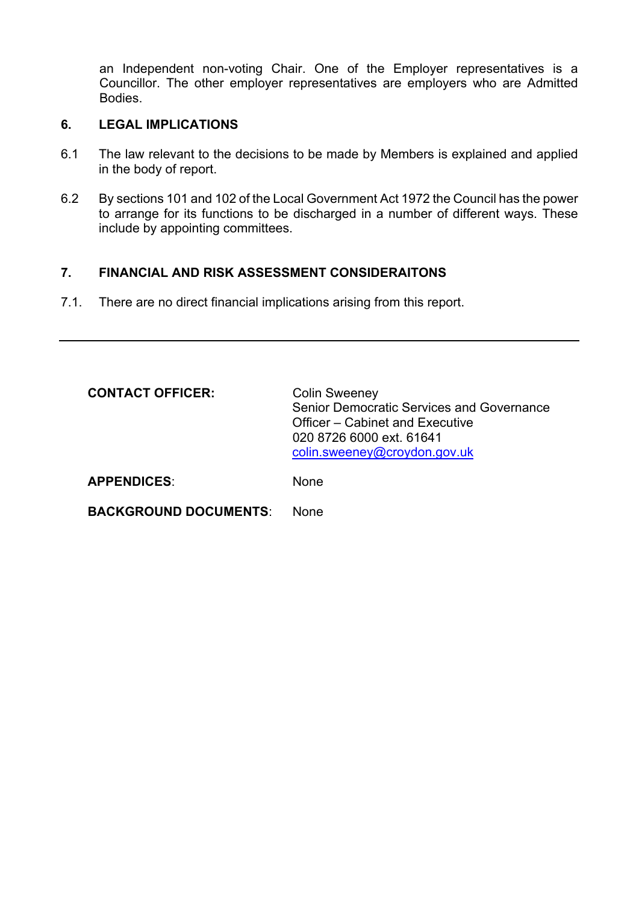an Independent non-voting Chair. One of the Employer representatives is a Councillor. The other employer representatives are employers who are Admitted Bodies.

## 6. LEGAL IMPLICATIONS

6.1 The law relevant to the decisions to be made by Members is explained and applied in the body of report.

6.2 By sections 101 and 102 of the Local Government Act 1972 the Council has the power to arrange for its functions to be discharged in a number of different ways. These include by appointing committees.

## 7. FINANCIAL AND RISK ASSESSMENT CONSIDERAITONS

7.1. There are no direct financial implications arising from this report.

---

| | |
|---|---|
| **CONTACT OFFICER:** | Colin Sweeney<br>Senior Democratic Services and Governance Officer – Cabinet and Executive<br>020 8726 6000 ext. 61641<br>colin.sweeney@croydon.gov.uk |
| **APPENDICES**: | None |
| **BACKGROUND DOCUMENTS**: | None |